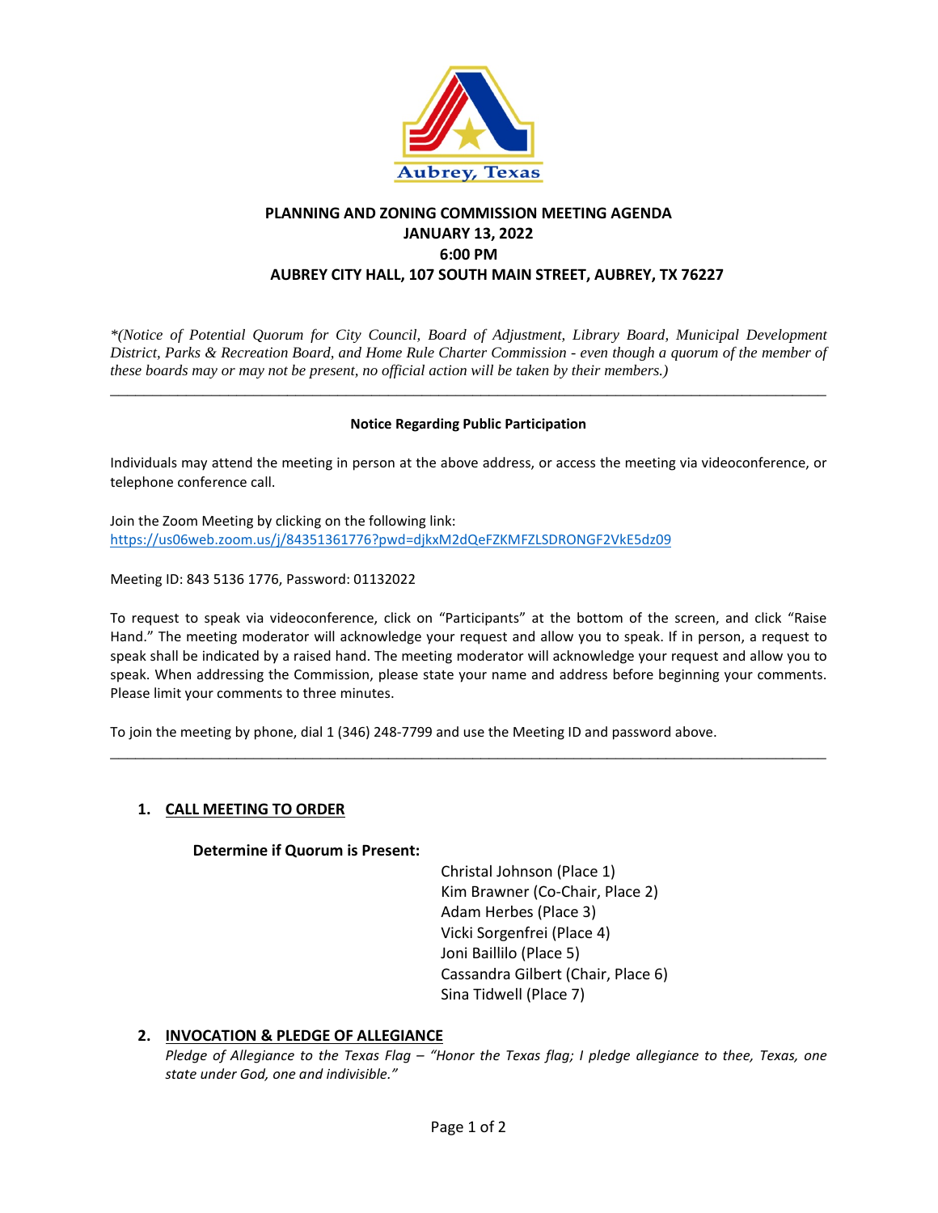Aubrey, Texas

# PLANNING AND ZONING COMMISSION MEETING AGENDA
## JANUARY 13, 2022
## 6:00 PM
## AUBREY CITY HALL, 107 SOUTH MAIN STREET, AUBREY, TX 76227

*\*(Notice of Potential Quorum for City Council, Board of Adjustment, Library Board, Municipal Development District, Parks & Recreation Board, and Home Rule Charter Commission - even though a quorum of the member of these boards may or may not be present, no official action will be taken by their members.)*

---

**Notice Regarding Public Participation**

Individuals may attend the meeting in person at the above address, or access the meeting via videoconference, or telephone conference call.

Join the Zoom Meeting by clicking on the following link:
https://us06web.zoom.us/j/84351361776?pwd=djkxM2dQeFZKMFZLSDRONGF2VkE5dz09

Meeting ID: 843 5136 1776, Password: 01132022

To request to speak via videoconference, click on "Participants" at the bottom of the screen, and click "Raise Hand." The meeting moderator will acknowledge your request and allow you to speak. If in person, a request to speak shall be indicated by a raised hand. The meeting moderator will acknowledge your request and allow you to speak. When addressing the Commission, please state your name and address before beginning your comments. Please limit your comments to three minutes.

To join the meeting by phone, dial 1 (346) 248-7799 and use the Meeting ID and password above.

---

1. **CALL MEETING TO ORDER**

   **Determine if Quorum is Present:**

   Christal Johnson (Place 1)
   Kim Brawner (Co-Chair, Place 2)
   Adam Herbes (Place 3)
   Vicki Sorgenfrei (Place 4)
   Joni Baillilo (Place 5)
   Cassandra Gilbert (Chair, Place 6)
   Sina Tidwell (Place 7)

2. **INVOCATION & PLEDGE OF ALLEGIANCE**

   *Pledge of Allegiance to the Texas Flag – "Honor the Texas flag; I pledge allegiance to thee, Texas, one state under God, one and indivisible."*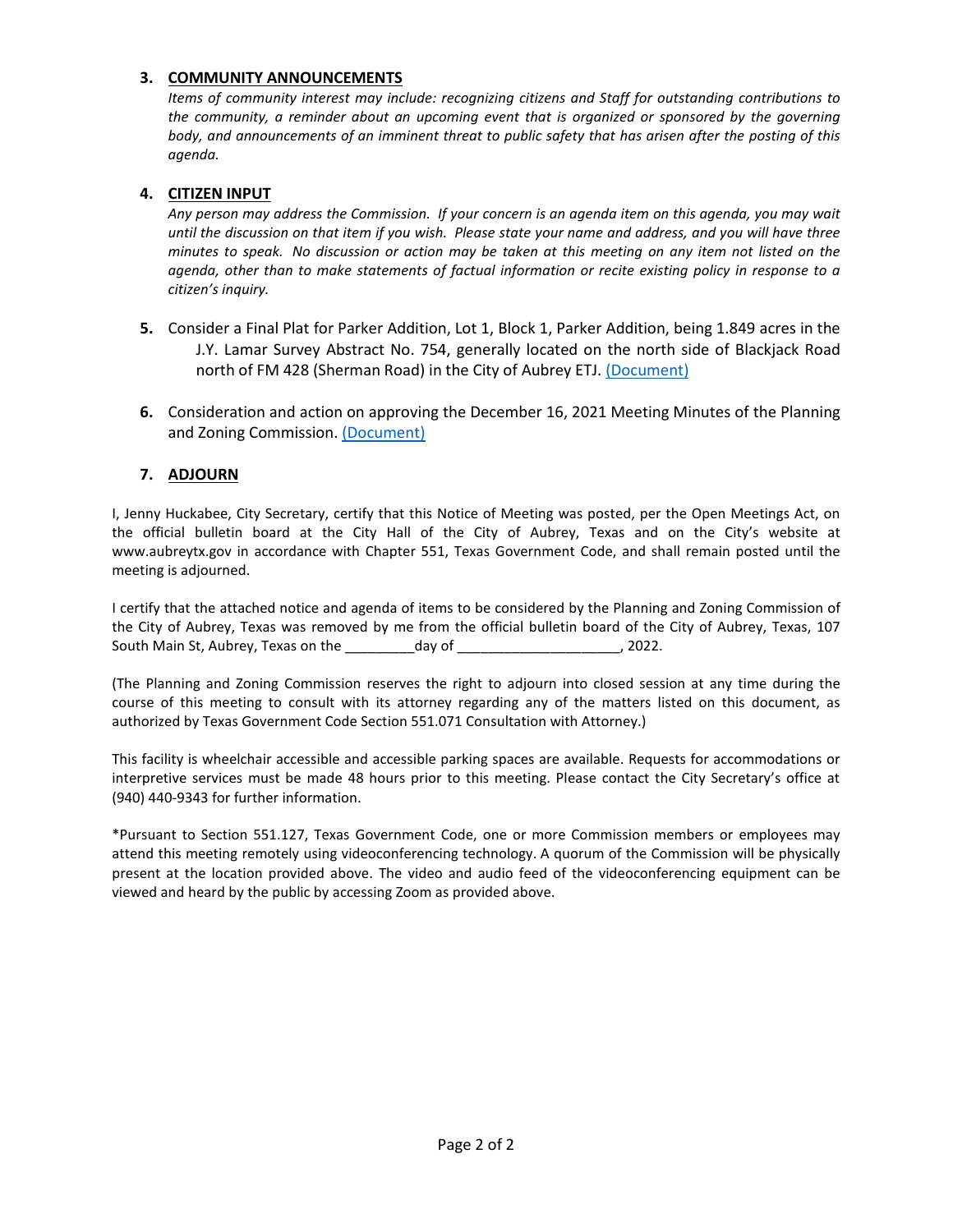3. **COMMUNITY ANNOUNCEMENTS**

   *Items of community interest may include: recognizing citizens and Staff for outstanding contributions to the community, a reminder about an upcoming event that is organized or sponsored by the governing body, and announcements of an imminent threat to public safety that has arisen after the posting of this agenda.*

4. **CITIZEN INPUT**

   *Any person may address the Commission. If your concern is an agenda item on this agenda, you may wait until the discussion on that item if you wish. Please state your name and address, and you will have three minutes to speak. No discussion or action may be taken at this meeting on any item not listed on the agenda, other than to make statements of factual information or recite existing policy in response to a citizen's inquiry.*

5. Consider a Final Plat for Parker Addition, Lot 1, Block 1, Parker Addition, being 1.849 acres in the J.Y. Lamar Survey Abstract No. 754, generally located on the north side of Blackjack Road north of FM 428 (Sherman Road) in the City of Aubrey ETJ. (Document)

6. Consideration and action on approving the December 16, 2021 Meeting Minutes of the Planning and Zoning Commission. (Document)

7. **ADJOURN**

I, Jenny Huckabee, City Secretary, certify that this Notice of Meeting was posted, per the Open Meetings Act, on the official bulletin board at the City Hall of the City of Aubrey, Texas and on the City's website at www.aubreytx.gov in accordance with Chapter 551, Texas Government Code, and shall remain posted until the meeting is adjourned.

I certify that the attached notice and agenda of items to be considered by the Planning and Zoning Commission of the City of Aubrey, Texas was removed by me from the official bulletin board of the City of Aubrey, Texas, 107 South Main St, Aubrey, Texas on the _________day of _____________________, 2022.

(The Planning and Zoning Commission reserves the right to adjourn into closed session at any time during the course of this meeting to consult with its attorney regarding any of the matters listed on this document, as authorized by Texas Government Code Section 551.071 Consultation with Attorney.)

This facility is wheelchair accessible and accessible parking spaces are available. Requests for accommodations or interpretive services must be made 48 hours prior to this meeting. Please contact the City Secretary's office at (940) 440-9343 for further information.

*Pursuant to Section 551.127, Texas Government Code, one or more Commission members or employees may attend this meeting remotely using videoconferencing technology. A quorum of the Commission will be physically present at the location provided above. The video and audio feed of the videoconferencing equipment can be viewed and heard by the public by accessing Zoom as provided above.